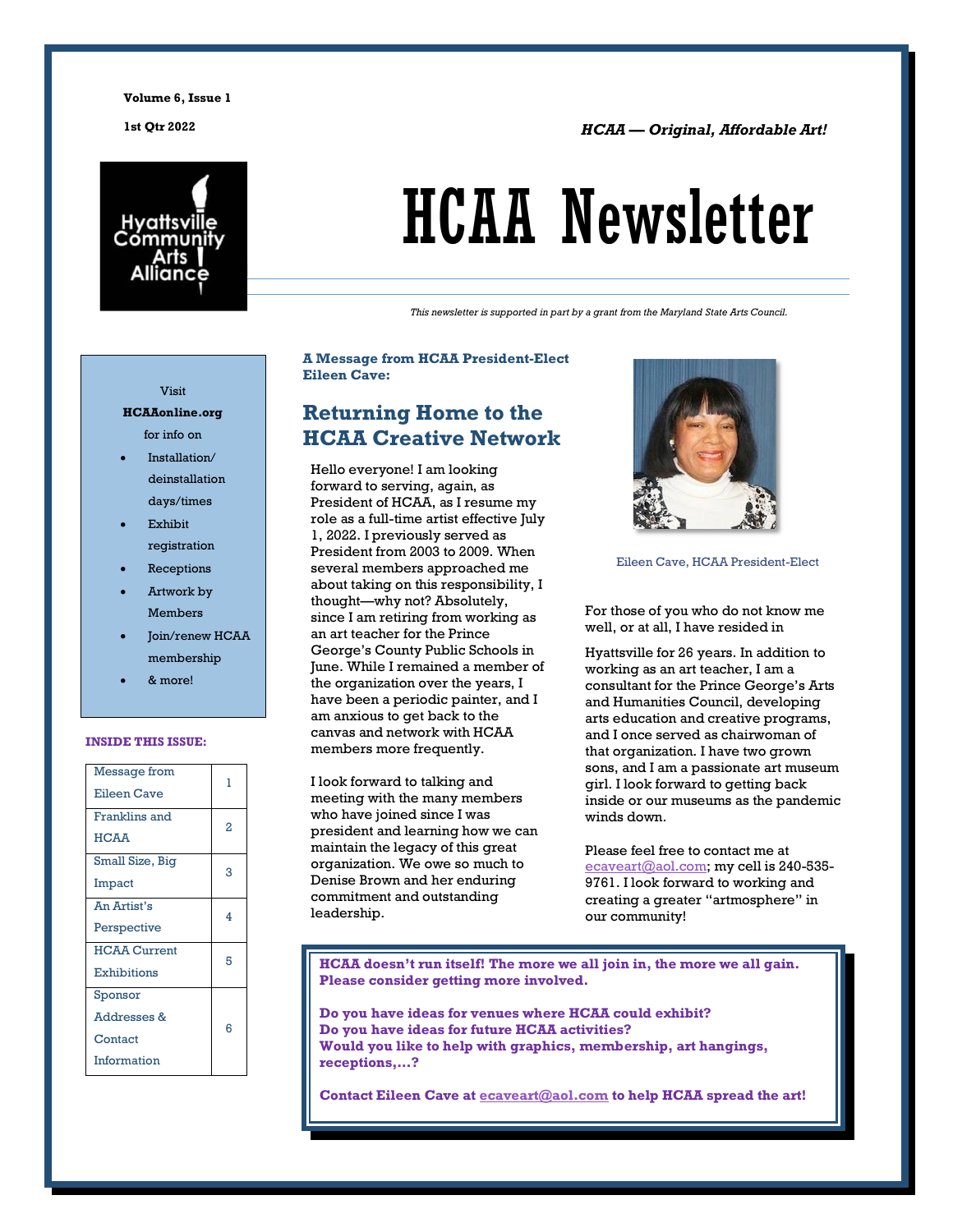**Volume 6, Issue 1**

**1st Qtr 2022**

***HCAA — Original, Affordable Art!***

# HCAA Newsletter

*This newsletter is supported in part by a grant from the Maryland State Arts Council.*

Visit
**HCAAonline.org**
for info on

- Installation/deinstallation days/times
- Exhibit registration
- Receptions
- Artwork by Members
- Join/renew HCAA membership
- & more!

**INSIDE THIS ISSUE:**

| | |
|---|---|
| Message from Eileen Cave | 1 |
| Franklins and HCAA | 2 |
| Small Size, Big Impact | 3 |
| An Artist's Perspective | 4 |
| HCAA Current Exhibitions | 5 |
| Sponsor Addresses & Contact Information | 6 |

**A Message from HCAA President-Elect Eileen Cave:**

## Returning Home to the HCAA Creative Network

Hello everyone! I am looking forward to serving, again, as President of HCAA, as I resume my role as a full-time artist effective July 1, 2022. I previously served as President from 2003 to 2009. When several members approached me about taking on this responsibility, I thought—why not? Absolutely, since I am retiring from working as an art teacher for the Prince George's County Public Schools in June. While I remained a member of the organization over the years, I have been a periodic painter, and I am anxious to get back to the canvas and network with HCAA members more frequently.

I look forward to talking and meeting with the many members who have joined since I was president and learning how we can maintain the legacy of this great organization. We owe so much to Denise Brown and her enduring commitment and outstanding leadership.

Eileen Cave, HCAA President-Elect

For those of you who do not know me well, or at all, I have resided in Hyattsville for 26 years. In addition to working as an art teacher, I am a consultant for the Prince George's Arts and Humanities Council, developing arts education and creative programs, and I once served as chairwoman of that organization. I have two grown sons, and I am a passionate art museum girl. I look forward to getting back inside or our museums as the pandemic winds down.

Please feel free to contact me at ecaveart@aol.com; my cell is 240-535-9761. I look forward to working and creating a greater "artmosphere" in our community!

**HCAA doesn't run itself! The more we all join in, the more we all gain. Please consider getting more involved.**

**Do you have ideas for venues where HCAA could exhibit?**
**Do you have ideas for future HCAA activities?**
**Would you like to help with graphics, membership, art hangings, receptions,…?**

**Contact Eileen Cave at ecaveart@aol.com to help HCAA spread the art!**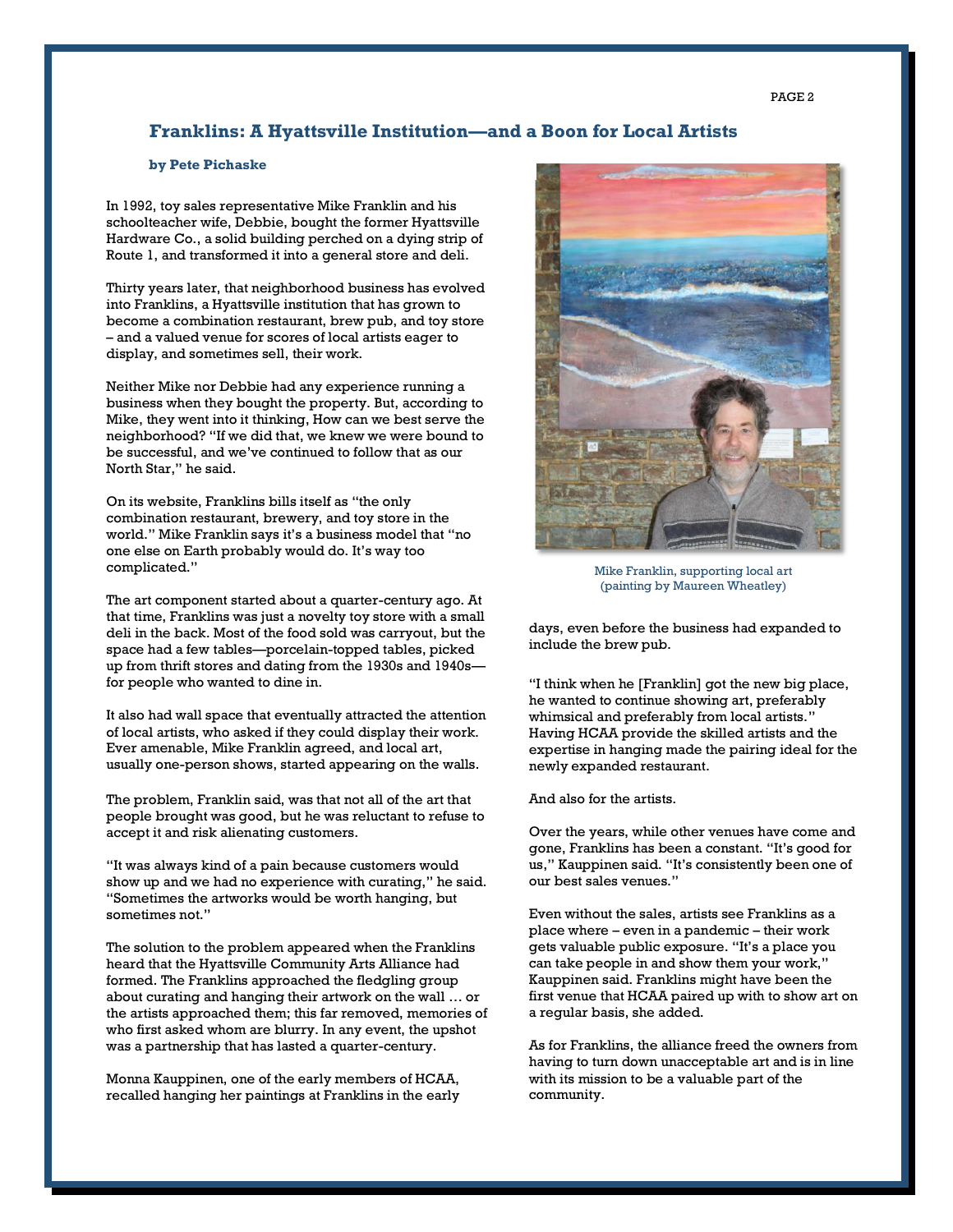## Franklins: A Hyattsville Institution—and a Boon for Local Artists

**by Pete Pichaske**

In 1992, toy sales representative Mike Franklin and his schoolteacher wife, Debbie, bought the former Hyattsville Hardware Co., a solid building perched on a dying strip of Route 1, and transformed it into a general store and deli.

Thirty years later, that neighborhood business has evolved into Franklins, a Hyattsville institution that has grown to become a combination restaurant, brew pub, and toy store – and a valued venue for scores of local artists eager to display, and sometimes sell, their work.

Neither Mike nor Debbie had any experience running a business when they bought the property. But, according to Mike, they went into it thinking, How can we best serve the neighborhood? "If we did that, we knew we were bound to be successful, and we've continued to follow that as our North Star," he said.

On its website, Franklins bills itself as "the only combination restaurant, brewery, and toy store in the world." Mike Franklin says it's a business model that "no one else on Earth probably would do. It's way too complicated."

The art component started about a quarter-century ago. At that time, Franklins was just a novelty toy store with a small deli in the back. Most of the food sold was carryout, but the space had a few tables—porcelain-topped tables, picked up from thrift stores and dating from the 1930s and 1940s—for people who wanted to dine in.

It also had wall space that eventually attracted the attention of local artists, who asked if they could display their work. Ever amenable, Mike Franklin agreed, and local art, usually one-person shows, started appearing on the walls.

The problem, Franklin said, was that not all of the art that people brought was good, but he was reluctant to refuse to accept it and risk alienating customers.

"It was always kind of a pain because customers would show up and we had no experience with curating," he said. "Sometimes the artworks would be worth hanging, but sometimes not."

The solution to the problem appeared when the Franklins heard that the Hyattsville Community Arts Alliance had formed. The Franklins approached the fledgling group about curating and hanging their artwork on the wall … or the artists approached them; this far removed, memories of who first asked whom are blurry. In any event, the upshot was a partnership that has lasted a quarter-century.

Monna Kauppinen, one of the early members of HCAA, recalled hanging her paintings at Franklins in the early days, even before the business had expanded to include the brew pub.

Mike Franklin, supporting local art (painting by Maureen Wheatley)

"I think when he [Franklin] got the new big place, he wanted to continue showing art, preferably whimsical and preferably from local artists." Having HCAA provide the skilled artists and the expertise in hanging made the pairing ideal for the newly expanded restaurant.

And also for the artists.

Over the years, while other venues have come and gone, Franklins has been a constant. "It's good for us," Kauppinen said. "It's consistently been one of our best sales venues."

Even without the sales, artists see Franklins as a place where – even in a pandemic – their work gets valuable public exposure. "It's a place you can take people in and show them your work," Kauppinen said. Franklins might have been the first venue that HCAA paired up with to show art on a regular basis, she added.

As for Franklins, the alliance freed the owners from having to turn down unacceptable art and is in line with its mission to be a valuable part of the community.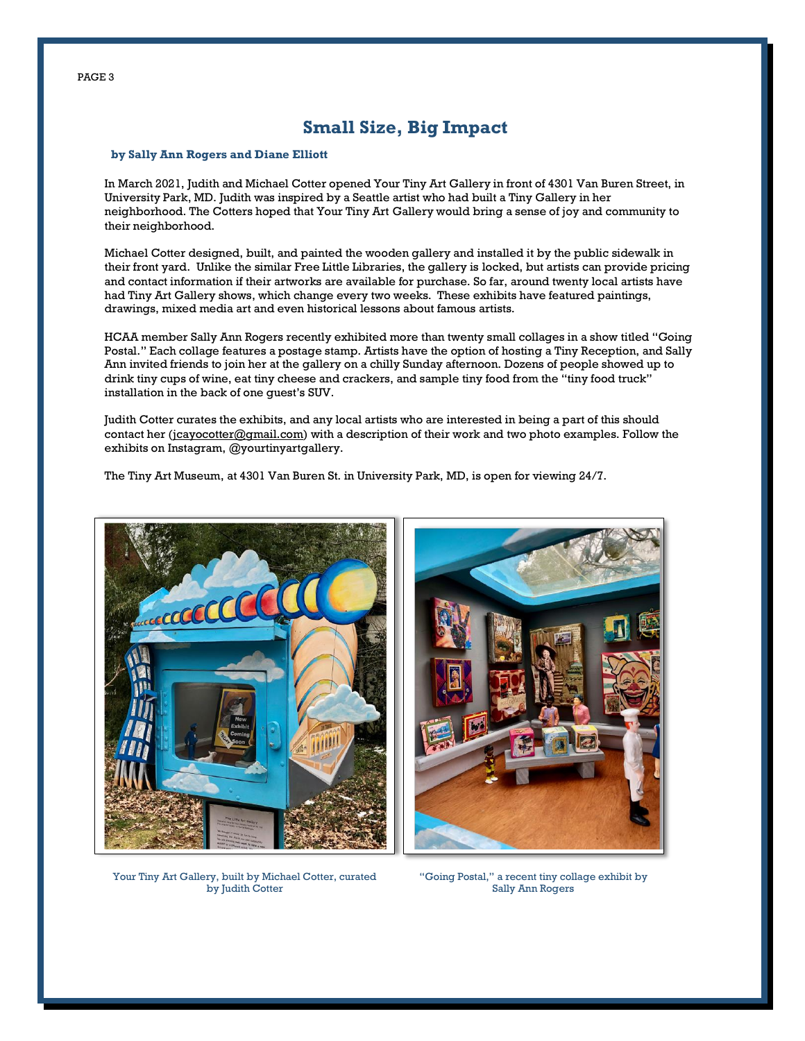# Small Size, Big Impact

**by Sally Ann Rogers and Diane Elliott**

In March 2021, Judith and Michael Cotter opened Your Tiny Art Gallery in front of 4301 Van Buren Street, in University Park, MD. Judith was inspired by a Seattle artist who had built a Tiny Gallery in her neighborhood. The Cotters hoped that Your Tiny Art Gallery would bring a sense of joy and community to their neighborhood.

Michael Cotter designed, built, and painted the wooden gallery and installed it by the public sidewalk in their front yard. Unlike the similar Free Little Libraries, the gallery is locked, but artists can provide pricing and contact information if their artworks are available for purchase. So far, around twenty local artists have had Tiny Art Gallery shows, which change every two weeks. These exhibits have featured paintings, drawings, mixed media art and even historical lessons about famous artists.

HCAA member Sally Ann Rogers recently exhibited more than twenty small collages in a show titled "Going Postal." Each collage features a postage stamp. Artists have the option of hosting a Tiny Reception, and Sally Ann invited friends to join her at the gallery on a chilly Sunday afternoon. Dozens of people showed up to drink tiny cups of wine, eat tiny cheese and crackers, and sample tiny food from the "tiny food truck" installation in the back of one guest's SUV.

Judith Cotter curates the exhibits, and any local artists who are interested in being a part of this should contact her (jcayocotter@gmail.com) with a description of their work and two photo examples. Follow the exhibits on Instagram, @yourtinyartgallery.

The Tiny Art Museum, at 4301 Van Buren St. in University Park, MD, is open for viewing 24/7.

Your Tiny Art Gallery, built by Michael Cotter, curated by Judith Cotter

"Going Postal," a recent tiny collage exhibit by Sally Ann Rogers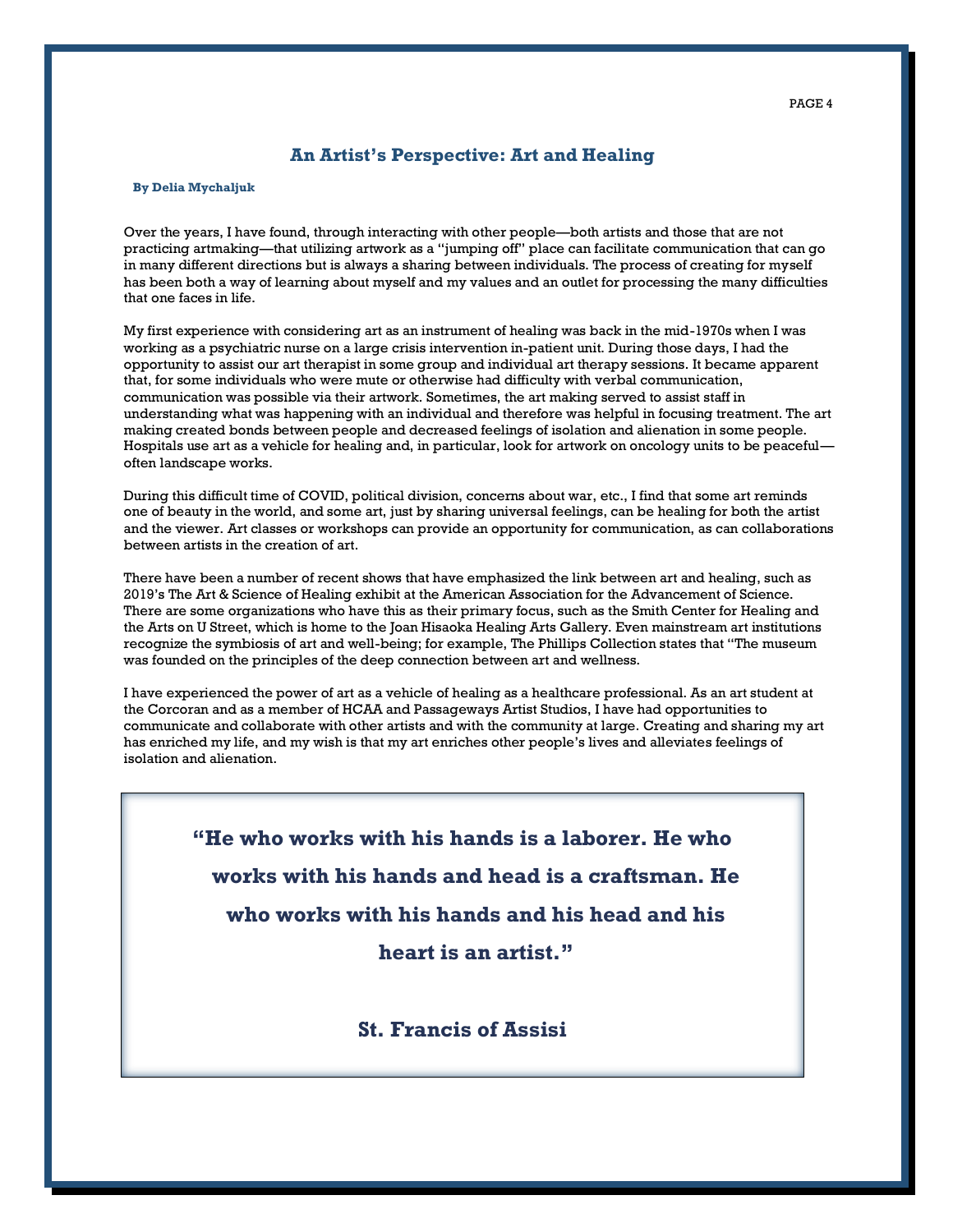## An Artist's Perspective: Art and Healing

**By Delia Mychaljuk**

Over the years, I have found, through interacting with other people—both artists and those that are not practicing artmaking—that utilizing artwork as a "jumping off" place can facilitate communication that can go in many different directions but is always a sharing between individuals. The process of creating for myself has been both a way of learning about myself and my values and an outlet for processing the many difficulties that one faces in life.

My first experience with considering art as an instrument of healing was back in the mid-1970s when I was working as a psychiatric nurse on a large crisis intervention in-patient unit. During those days, I had the opportunity to assist our art therapist in some group and individual art therapy sessions. It became apparent that, for some individuals who were mute or otherwise had difficulty with verbal communication, communication was possible via their artwork. Sometimes, the art making served to assist staff in understanding what was happening with an individual and therefore was helpful in focusing treatment. The art making created bonds between people and decreased feelings of isolation and alienation in some people. Hospitals use art as a vehicle for healing and, in particular, look for artwork on oncology units to be peaceful—often landscape works.

During this difficult time of COVID, political division, concerns about war, etc., I find that some art reminds one of beauty in the world, and some art, just by sharing universal feelings, can be healing for both the artist and the viewer. Art classes or workshops can provide an opportunity for communication, as can collaborations between artists in the creation of art.

There have been a number of recent shows that have emphasized the link between art and healing, such as 2019's The Art & Science of Healing exhibit at the American Association for the Advancement of Science. There are some organizations who have this as their primary focus, such as the Smith Center for Healing and the Arts on U Street, which is home to the Joan Hisaoka Healing Arts Gallery. Even mainstream art institutions recognize the symbiosis of art and well-being; for example, The Phillips Collection states that "The museum was founded on the principles of the deep connection between art and wellness.

I have experienced the power of art as a vehicle of healing as a healthcare professional. As an art student at the Corcoran and as a member of HCAA and Passageways Artist Studios, I have had opportunities to communicate and collaborate with other artists and with the community at large. Creating and sharing my art has enriched my life, and my wish is that my art enriches other people's lives and alleviates feelings of isolation and alienation.

> **"He who works with his hands is a laborer. He who works with his hands and head is a craftsman. He who works with his hands and his head and his heart is an artist."**
>
> **St. Francis of Assisi**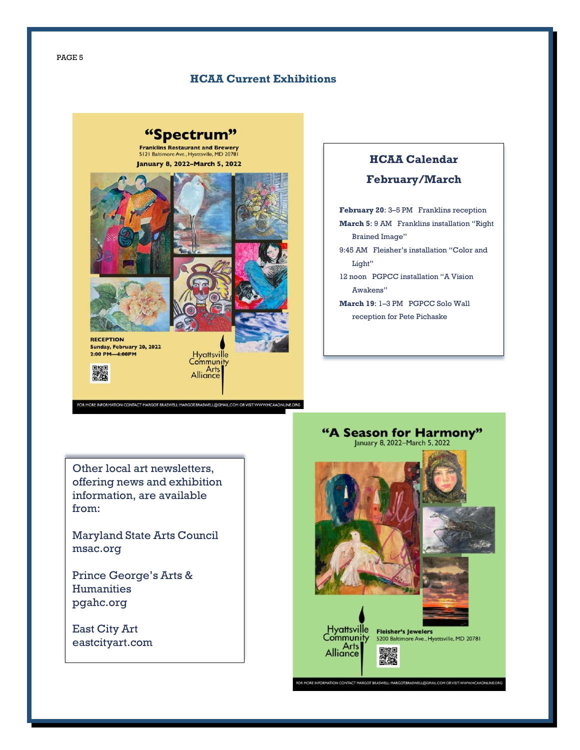## HCAA Current Exhibitions

# "Spectrum"

**Franklins Restaurant and Brewery**
5121 Baltimore Ave., Hyattsville, MD 20781

**January 8, 2022–March 5, 2022**

**RECEPTION**
**Sunday, February 20, 2022**
**2:00 PM—4:00PM**

Hyattsville Community Arts Alliance

FOR MORE INFORMATION CONTACT MARGOT BRASWELL: MARGOT.BRASWELL@GMAIL.COM OR VISIT: WWW.HCAAONLINE.ORG

### HCAA Calendar February/March

**February 20**: 3–5 PM Franklins reception

**March 5**: 9 AM Franklins installation "Right Brained Image"

9:45 AM Fleisher's installation "Color and Light"

12 noon PGPCC installation "A Vision Awakens"

**March 19**: 1–3 PM PGPCC Solo Wall reception for Pete Pichaske

Other local art newsletters, offering news and exhibition information, are available from:

Maryland State Arts Council
msac.org

Prince George's Arts & Humanities
pgahc.org

East City Art
eastcityart.com

# "A Season for Harmony"

January 8, 2022–March 5, 2022

Hyattsville Community Arts Alliance

**Fleisher's Jewelers**
5200 Baltimore Ave., Hyattsville, MD 20781

FOR MORE INFORMATION CONTACT MARGOT BRASWELL: MARGOT.BRASWELL@GMAIL.COM OR VISIT: WWW.HCAAONLINE.ORG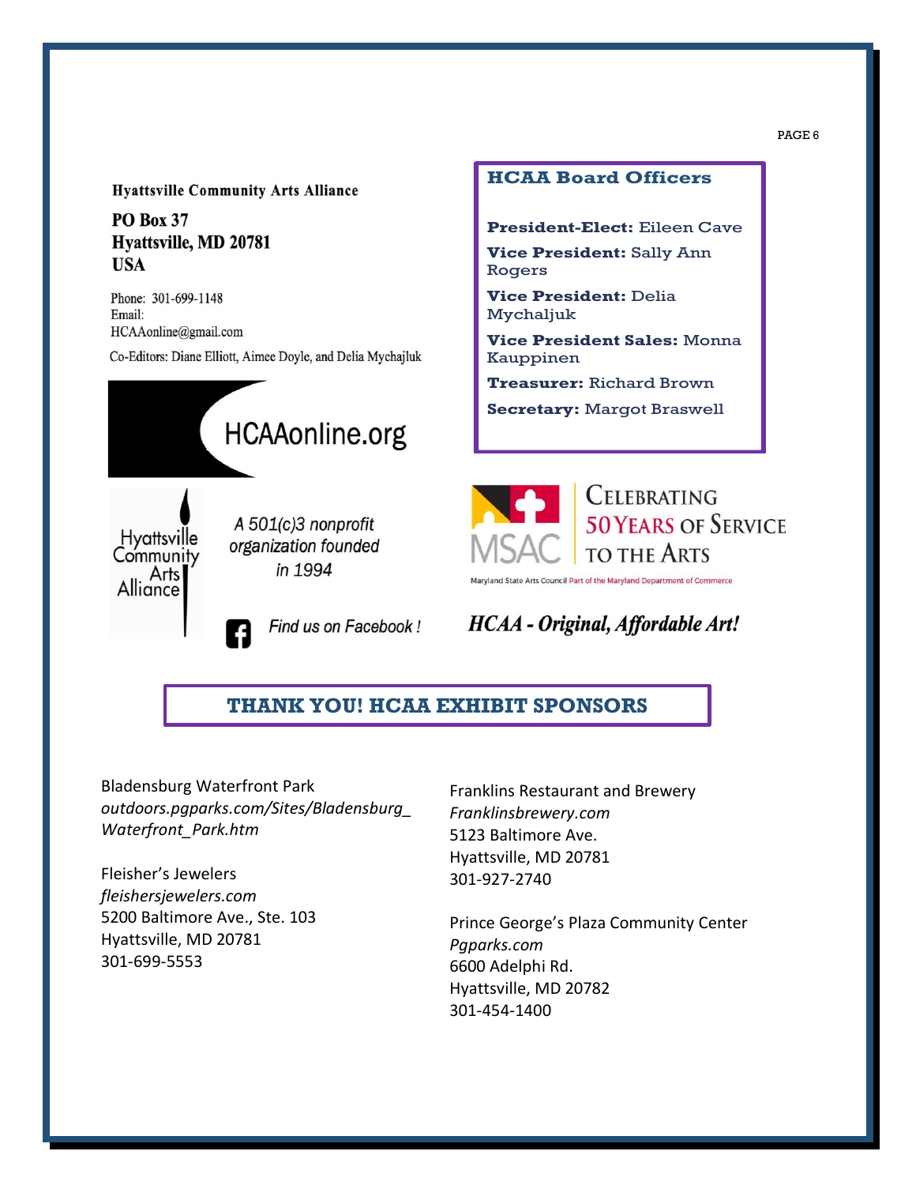**Hyattsville Community Arts Alliance**

**PO Box 37**
**Hyattsville, MD 20781**
**USA**

Phone: 301-699-1148
Email:
HCAAonline@gmail.com

Co-Editors: Diane Elliott, Aimee Doyle, and Delia Mychajluk

HCAAonline.org

Hyattsville Community Arts Alliance

*A 501(c)3 nonprofit organization founded in 1994*

*Find us on Facebook !*

## HCAA Board Officers

**President-Elect:** Eileen Cave

**Vice President:** Sally Ann Rogers

**Vice President:** Delia Mychaljuk

**Vice President Sales:** Monna Kauppinen

**Treasurer:** Richard Brown

**Secretary:** Margot Braswell

MSAC — Celebrating 50 Years of Service to the Arts

Maryland State Arts Council Part of the Maryland Department of Commerce

***HCAA - Original, Affordable Art!***

## THANK YOU! HCAA EXHIBIT SPONSORS

Bladensburg Waterfront Park
*outdoors.pgparks.com/Sites/Bladensburg_Waterfront_Park.htm*

Fleisher's Jewelers
*fleishersjewelers.com*
5200 Baltimore Ave., Ste. 103
Hyattsville, MD 20781
301-699-5553

Franklins Restaurant and Brewery
*Franklinsbrewery.com*
5123 Baltimore Ave.
Hyattsville, MD 20781
301-927-2740

Prince George's Plaza Community Center
*Pgparks.com*
6600 Adelphi Rd.
Hyattsville, MD 20782
301-454-1400